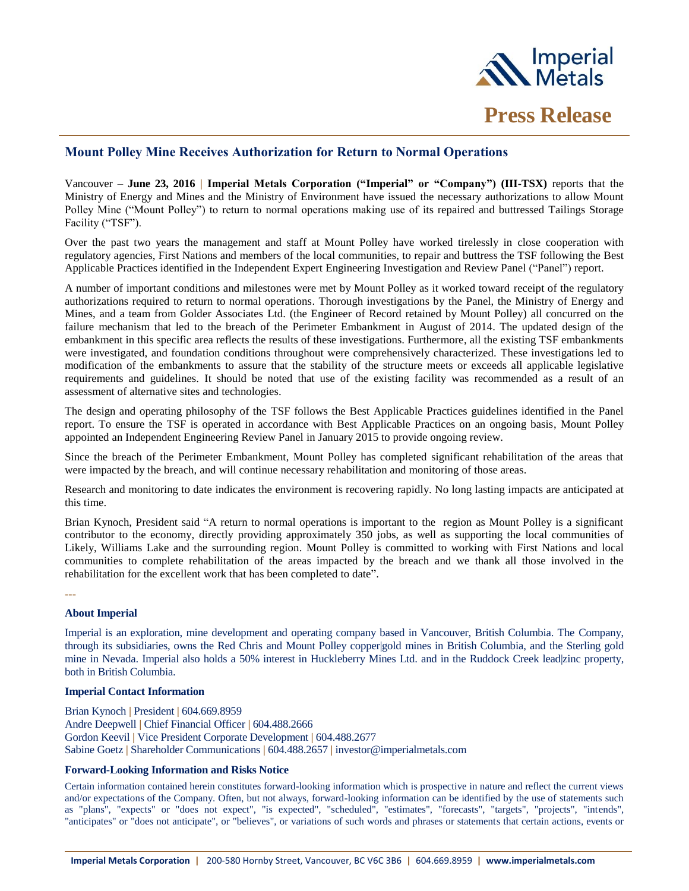Imperial Metals

# Press Release

## Mount Polley Mine Receives Authorization for Return to Normal Operations

Vancouver – **June 23, 2016** | **Imperial Metals Corporation ("Imperial" or "Company") (III-TSX)** reports that the Ministry of Energy and Mines and the Ministry of Environment have issued the necessary authorizations to allow Mount Polley Mine ("Mount Polley") to return to normal operations making use of its repaired and buttressed Tailings Storage Facility ("TSF").

Over the past two years the management and staff at Mount Polley have worked tirelessly in close cooperation with regulatory agencies, First Nations and members of the local communities, to repair and buttress the TSF following the Best Applicable Practices identified in the Independent Expert Engineering Investigation and Review Panel ("Panel") report.

A number of important conditions and milestones were met by Mount Polley as it worked toward receipt of the regulatory authorizations required to return to normal operations. Thorough investigations by the Panel, the Ministry of Energy and Mines, and a team from Golder Associates Ltd. (the Engineer of Record retained by Mount Polley) all concurred on the failure mechanism that led to the breach of the Perimeter Embankment in August of 2014. The updated design of the embankment in this specific area reflects the results of these investigations. Furthermore, all the existing TSF embankments were investigated, and foundation conditions throughout were comprehensively characterized. These investigations led to modification of the embankments to assure that the stability of the structure meets or exceeds all applicable legislative requirements and guidelines. It should be noted that use of the existing facility was recommended as a result of an assessment of alternative sites and technologies.

The design and operating philosophy of the TSF follows the Best Applicable Practices guidelines identified in the Panel report. To ensure the TSF is operated in accordance with Best Applicable Practices on an ongoing basis, Mount Polley appointed an Independent Engineering Review Panel in January 2015 to provide ongoing review.

Since the breach of the Perimeter Embankment, Mount Polley has completed significant rehabilitation of the areas that were impacted by the breach, and will continue necessary rehabilitation and monitoring of those areas.

Research and monitoring to date indicates the environment is recovering rapidly. No long lasting impacts are anticipated at this time.

Brian Kynoch, President said "A return to normal operations is important to the region as Mount Polley is a significant contributor to the economy, directly providing approximately 350 jobs, as well as supporting the local communities of Likely, Williams Lake and the surrounding region. Mount Polley is committed to working with First Nations and local communities to complete rehabilitation of the areas impacted by the breach and we thank all those involved in the rehabilitation for the excellent work that has been completed to date".

---

### About Imperial

Imperial is an exploration, mine development and operating company based in Vancouver, British Columbia. The Company, through its subsidiaries, owns the Red Chris and Mount Polley copper|gold mines in British Columbia, and the Sterling gold mine in Nevada. Imperial also holds a 50% interest in Huckleberry Mines Ltd. and in the Ruddock Creek lead|zinc property, both in British Columbia.

### Imperial Contact Information

Brian Kynoch | President | 604.669.8959
Andre Deepwell | Chief Financial Officer | 604.488.2666
Gordon Keevil | Vice President Corporate Development | 604.488.2677
Sabine Goetz | Shareholder Communications | 604.488.2657 | investor@imperialmetals.com

### Forward-Looking Information and Risks Notice

Certain information contained herein constitutes forward-looking information which is prospective in nature and reflect the current views and/or expectations of the Company. Often, but not always, forward-looking information can be identified by the use of statements such as "plans", "expects" or "does not expect", "is expected", "scheduled", "estimates", "forecasts", "targets", "projects", "intends", "anticipates" or "does not anticipate", or "believes", or variations of such words and phrases or statements that certain actions, events or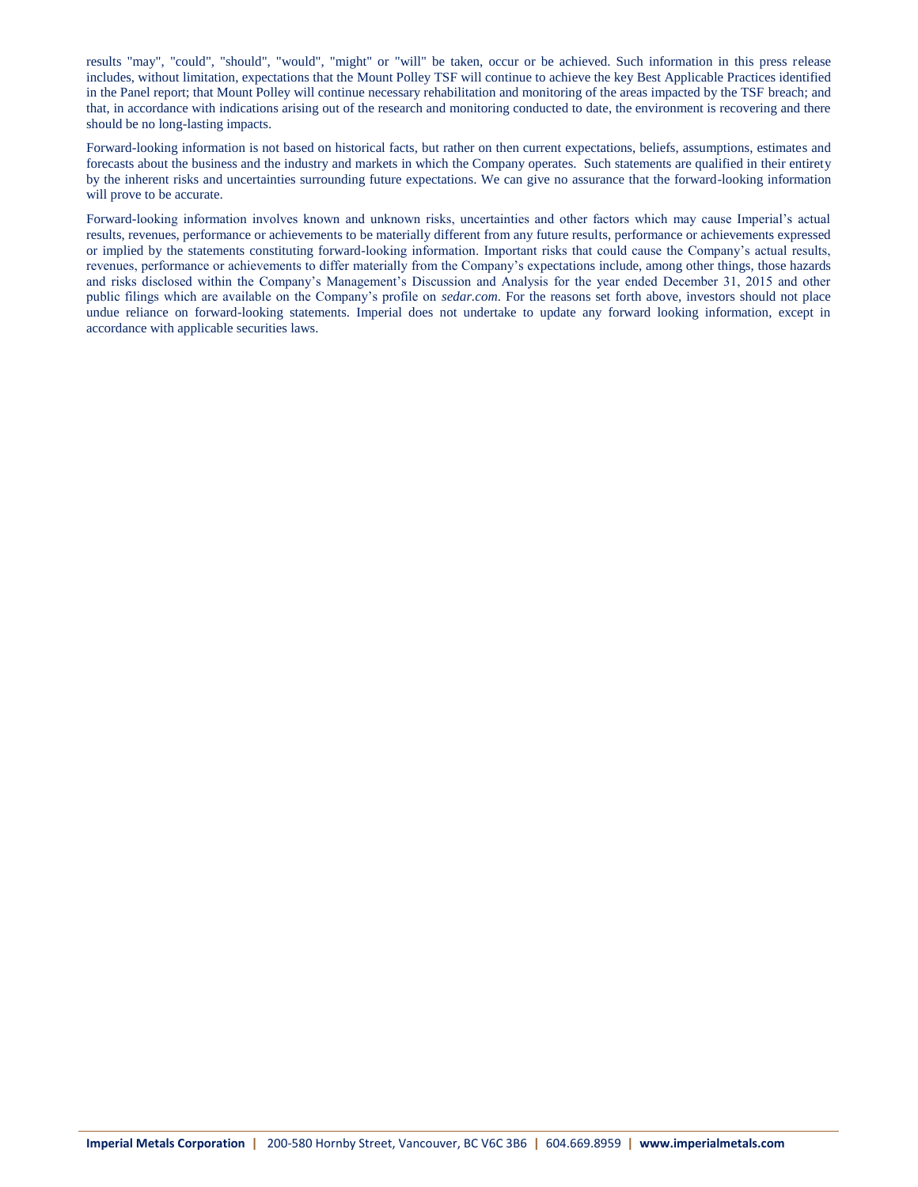results "may", "could", "should", "would", "might" or "will" be taken, occur or be achieved. Such information in this press release includes, without limitation, expectations that the Mount Polley TSF will continue to achieve the key Best Applicable Practices identified in the Panel report; that Mount Polley will continue necessary rehabilitation and monitoring of the areas impacted by the TSF breach; and that, in accordance with indications arising out of the research and monitoring conducted to date, the environment is recovering and there should be no long-lasting impacts.

Forward-looking information is not based on historical facts, but rather on then current expectations, beliefs, assumptions, estimates and forecasts about the business and the industry and markets in which the Company operates. Such statements are qualified in their entirety by the inherent risks and uncertainties surrounding future expectations. We can give no assurance that the forward-looking information will prove to be accurate.

Forward-looking information involves known and unknown risks, uncertainties and other factors which may cause Imperial's actual results, revenues, performance or achievements to be materially different from any future results, performance or achievements expressed or implied by the statements constituting forward-looking information. Important risks that could cause the Company's actual results, revenues, performance or achievements to differ materially from the Company's expectations include, among other things, those hazards and risks disclosed within the Company's Management's Discussion and Analysis for the year ended December 31, 2015 and other public filings which are available on the Company's profile on *sedar.com*. For the reasons set forth above, investors should not place undue reliance on forward-looking statements. Imperial does not undertake to update any forward looking information, except in accordance with applicable securities laws.